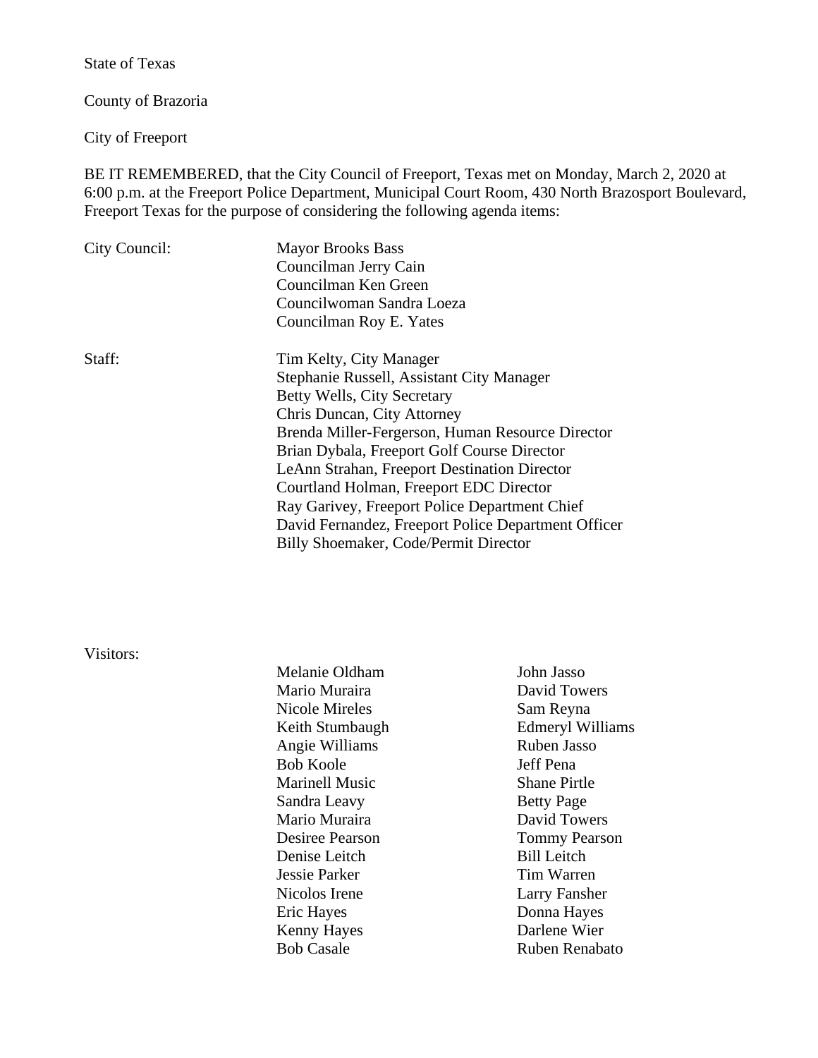State of Texas

County of Brazoria

City of Freeport

BE IT REMEMBERED, that the City Council of Freeport, Texas met on Monday, March 2, 2020 at 6:00 p.m. at the Freeport Police Department, Municipal Court Room, 430 North Brazosport Boulevard, Freeport Texas for the purpose of considering the following agenda items:

City Council:
- Mayor Brooks Bass
- Councilman Jerry Cain
- Councilman Ken Green
- Councilwoman Sandra Loeza
- Councilman Roy E. Yates

Staff:
- Tim Kelty, City Manager
- Stephanie Russell, Assistant City Manager
- Betty Wells, City Secretary
- Chris Duncan, City Attorney
- Brenda Miller-Fergerson, Human Resource Director
- Brian Dybala, Freeport Golf Course Director
- LeAnn Strahan, Freeport Destination Director
- Courtland Holman, Freeport EDC Director
- Ray Garivey, Freeport Police Department Chief
- David Fernandez, Freeport Police Department Officer
- Billy Shoemaker, Code/Permit Director

Visitors:

| | |
|---|---|
| Melanie Oldham | John Jasso |
| Mario Muraira | David Towers |
| Nicole Mireles | Sam Reyna |
| Keith Stumbaugh | Edmeryl Williams |
| Angie Williams | Ruben Jasso |
| Bob Koole | Jeff Pena |
| Marinell Music | Shane Pirtle |
| Sandra Leavy | Betty Page |
| Mario Muraira | David Towers |
| Desiree Pearson | Tommy Pearson |
| Denise Leitch | Bill Leitch |
| Jessie Parker | Tim Warren |
| Nicolos Irene | Larry Fansher |
| Eric Hayes | Donna Hayes |
| Kenny Hayes | Darlene Wier |
| Bob Casale | Ruben Renabato |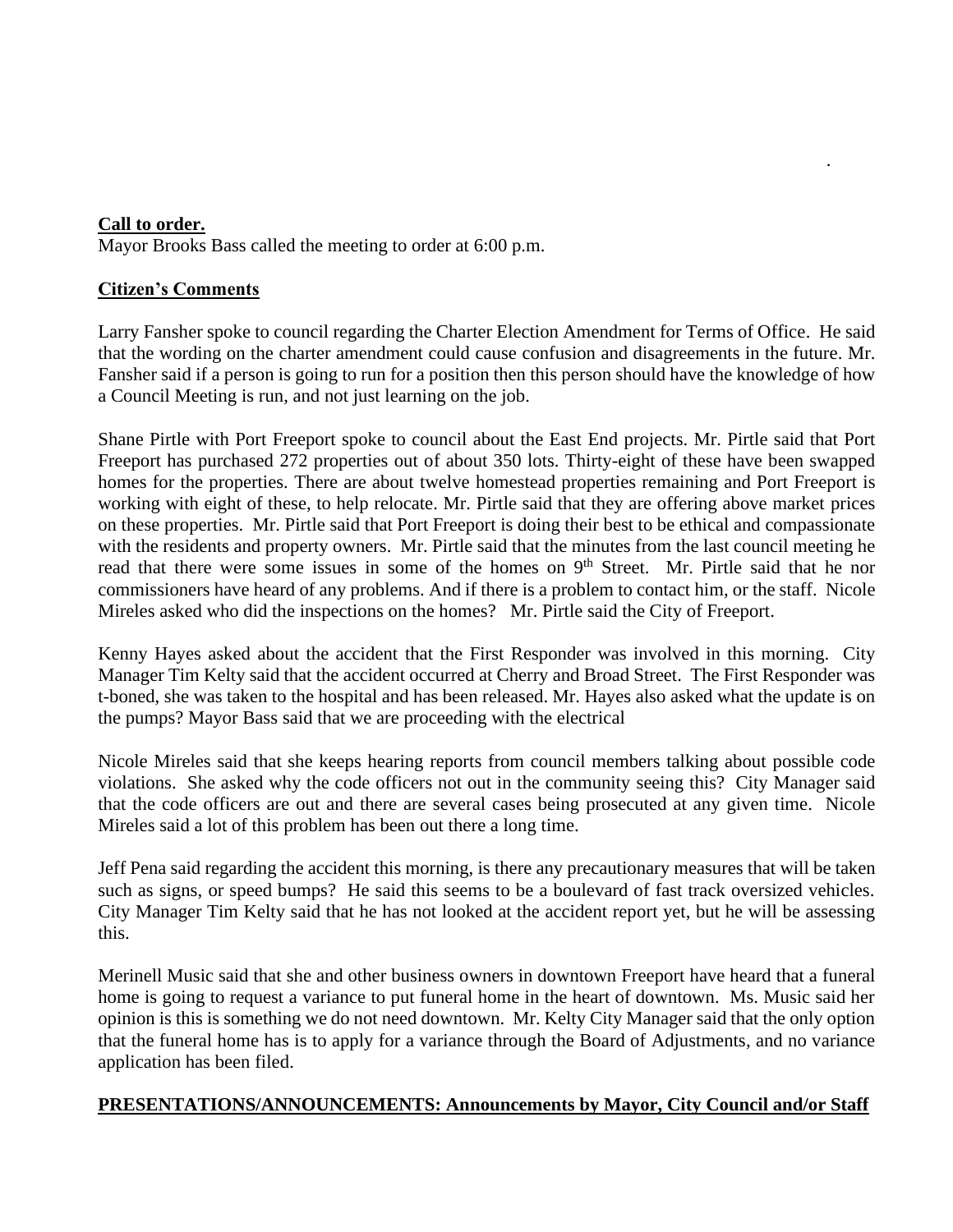**Call to order.**

Mayor Brooks Bass called the meeting to order at 6:00 p.m.

**Citizen's Comments**

Larry Fansher spoke to council regarding the Charter Election Amendment for Terms of Office. He said that the wording on the charter amendment could cause confusion and disagreements in the future. Mr. Fansher said if a person is going to run for a position then this person should have the knowledge of how a Council Meeting is run, and not just learning on the job.

Shane Pirtle with Port Freeport spoke to council about the East End projects. Mr. Pirtle said that Port Freeport has purchased 272 properties out of about 350 lots. Thirty-eight of these have been swapped homes for the properties. There are about twelve homestead properties remaining and Port Freeport is working with eight of these, to help relocate. Mr. Pirtle said that they are offering above market prices on these properties. Mr. Pirtle said that Port Freeport is doing their best to be ethical and compassionate with the residents and property owners. Mr. Pirtle said that the minutes from the last council meeting he read that there were some issues in some of the homes on 9th Street. Mr. Pirtle said that he nor commissioners have heard of any problems. And if there is a problem to contact him, or the staff. Nicole Mireles asked who did the inspections on the homes? Mr. Pirtle said the City of Freeport.

Kenny Hayes asked about the accident that the First Responder was involved in this morning. City Manager Tim Kelty said that the accident occurred at Cherry and Broad Street. The First Responder was t-boned, she was taken to the hospital and has been released. Mr. Hayes also asked what the update is on the pumps? Mayor Bass said that we are proceeding with the electrical

Nicole Mireles said that she keeps hearing reports from council members talking about possible code violations. She asked why the code officers not out in the community seeing this? City Manager said that the code officers are out and there are several cases being prosecuted at any given time. Nicole Mireles said a lot of this problem has been out there a long time.

Jeff Pena said regarding the accident this morning, is there any precautionary measures that will be taken such as signs, or speed bumps? He said this seems to be a boulevard of fast track oversized vehicles. City Manager Tim Kelty said that he has not looked at the accident report yet, but he will be assessing this.

Merinell Music said that she and other business owners in downtown Freeport have heard that a funeral home is going to request a variance to put funeral home in the heart of downtown. Ms. Music said her opinion is this is something we do not need downtown. Mr. Kelty City Manager said that the only option that the funeral home has is to apply for a variance through the Board of Adjustments, and no variance application has been filed.

**PRESENTATIONS/ANNOUNCEMENTS: Announcements by Mayor, City Council and/or Staff**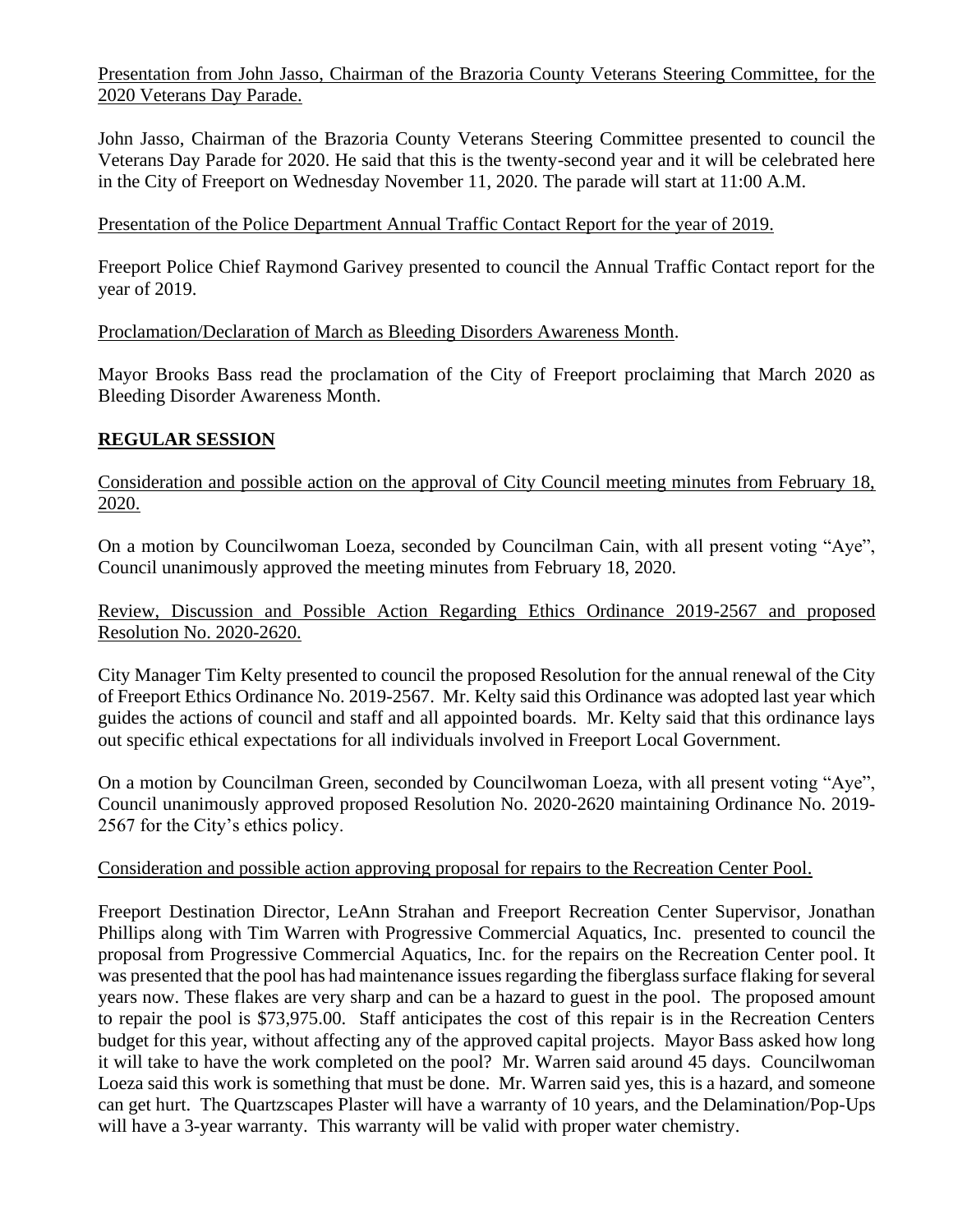Presentation from John Jasso, Chairman of the Brazoria County Veterans Steering Committee, for the 2020 Veterans Day Parade.

John Jasso, Chairman of the Brazoria County Veterans Steering Committee presented to council the Veterans Day Parade for 2020. He said that this is the twenty-second year and it will be celebrated here in the City of Freeport on Wednesday November 11, 2020. The parade will start at 11:00 A.M.

Presentation of the Police Department Annual Traffic Contact Report for the year of 2019.

Freeport Police Chief Raymond Garivey presented to council the Annual Traffic Contact report for the year of 2019.

Proclamation/Declaration of March as Bleeding Disorders Awareness Month.

Mayor Brooks Bass read the proclamation of the City of Freeport proclaiming that March 2020 as Bleeding Disorder Awareness Month.

## REGULAR SESSION

Consideration and possible action on the approval of City Council meeting minutes from February 18, 2020.

On a motion by Councilwoman Loeza, seconded by Councilman Cain, with all present voting "Aye", Council unanimously approved the meeting minutes from February 18, 2020.

Review, Discussion and Possible Action Regarding Ethics Ordinance 2019-2567 and proposed Resolution No. 2020-2620.

City Manager Tim Kelty presented to council the proposed Resolution for the annual renewal of the City of Freeport Ethics Ordinance No. 2019-2567. Mr. Kelty said this Ordinance was adopted last year which guides the actions of council and staff and all appointed boards. Mr. Kelty said that this ordinance lays out specific ethical expectations for all individuals involved in Freeport Local Government.

On a motion by Councilman Green, seconded by Councilwoman Loeza, with all present voting "Aye", Council unanimously approved proposed Resolution No. 2020-2620 maintaining Ordinance No. 2019-2567 for the City's ethics policy.

Consideration and possible action approving proposal for repairs to the Recreation Center Pool.

Freeport Destination Director, LeAnn Strahan and Freeport Recreation Center Supervisor, Jonathan Phillips along with Tim Warren with Progressive Commercial Aquatics, Inc. presented to council the proposal from Progressive Commercial Aquatics, Inc. for the repairs on the Recreation Center pool. It was presented that the pool has had maintenance issues regarding the fiberglass surface flaking for several years now. These flakes are very sharp and can be a hazard to guest in the pool. The proposed amount to repair the pool is $73,975.00. Staff anticipates the cost of this repair is in the Recreation Centers budget for this year, without affecting any of the approved capital projects. Mayor Bass asked how long it will take to have the work completed on the pool? Mr. Warren said around 45 days. Councilwoman Loeza said this work is something that must be done. Mr. Warren said yes, this is a hazard, and someone can get hurt. The Quartzscapes Plaster will have a warranty of 10 years, and the Delamination/Pop-Ups will have a 3-year warranty. This warranty will be valid with proper water chemistry.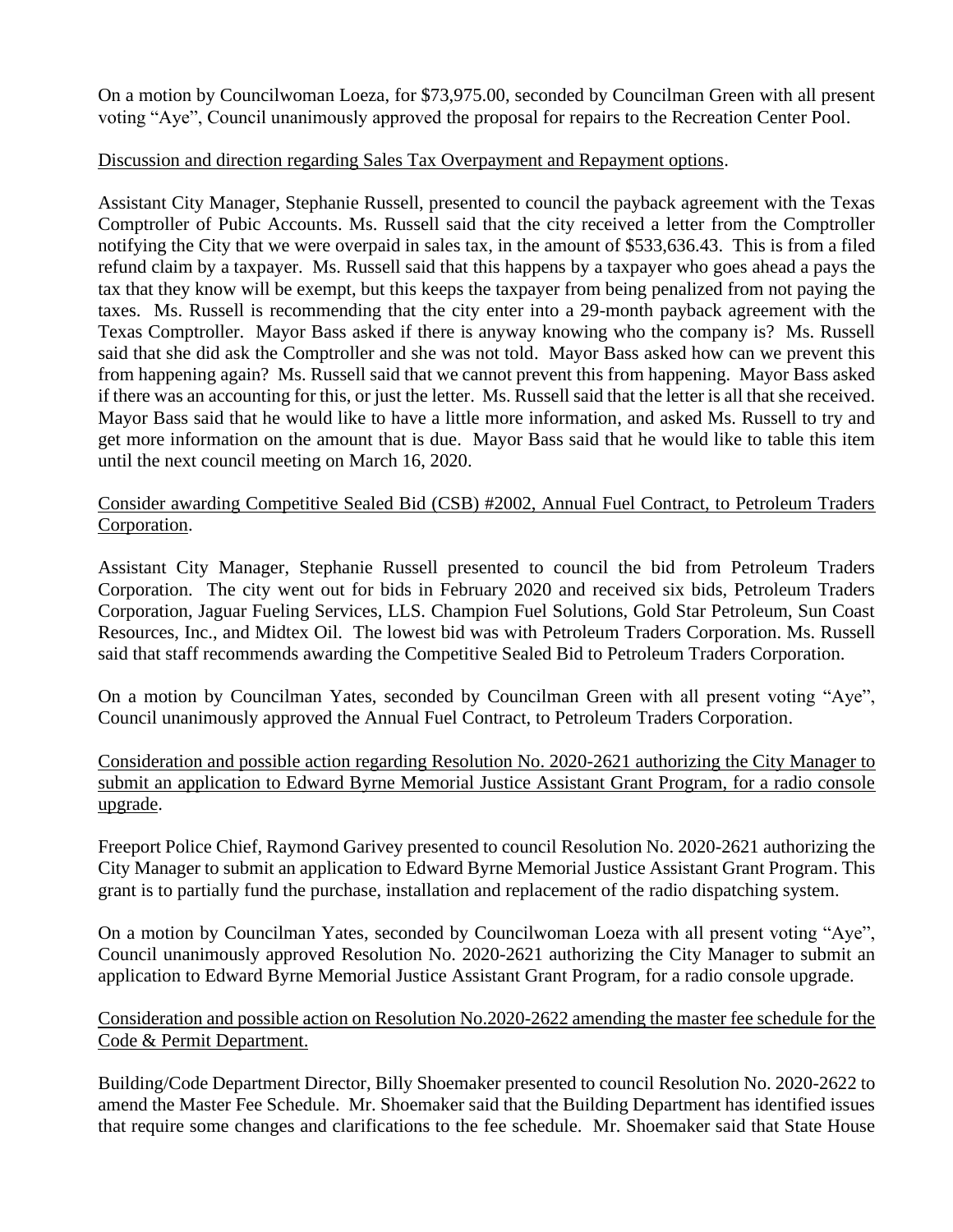On a motion by Councilwoman Loeza, for $73,975.00, seconded by Councilman Green with all present voting "Aye", Council unanimously approved the proposal for repairs to the Recreation Center Pool.

<u>Discussion and direction regarding Sales Tax Overpayment and Repayment options</u>.

Assistant City Manager, Stephanie Russell, presented to council the payback agreement with the Texas Comptroller of Pubic Accounts. Ms. Russell said that the city received a letter from the Comptroller notifying the City that we were overpaid in sales tax, in the amount of $533,636.43. This is from a filed refund claim by a taxpayer. Ms. Russell said that this happens by a taxpayer who goes ahead a pays the tax that they know will be exempt, but this keeps the taxpayer from being penalized from not paying the taxes. Ms. Russell is recommending that the city enter into a 29-month payback agreement with the Texas Comptroller. Mayor Bass asked if there is anyway knowing who the company is? Ms. Russell said that she did ask the Comptroller and she was not told. Mayor Bass asked how can we prevent this from happening again? Ms. Russell said that we cannot prevent this from happening. Mayor Bass asked if there was an accounting for this, or just the letter. Ms. Russell said that the letter is all that she received. Mayor Bass said that he would like to have a little more information, and asked Ms. Russell to try and get more information on the amount that is due. Mayor Bass said that he would like to table this item until the next council meeting on March 16, 2020.

<u>Consider awarding Competitive Sealed Bid (CSB) #2002, Annual Fuel Contract, to Petroleum Traders Corporation</u>.

Assistant City Manager, Stephanie Russell presented to council the bid from Petroleum Traders Corporation. The city went out for bids in February 2020 and received six bids, Petroleum Traders Corporation, Jaguar Fueling Services, LLS. Champion Fuel Solutions, Gold Star Petroleum, Sun Coast Resources, Inc., and Midtex Oil. The lowest bid was with Petroleum Traders Corporation. Ms. Russell said that staff recommends awarding the Competitive Sealed Bid to Petroleum Traders Corporation.

On a motion by Councilman Yates, seconded by Councilman Green with all present voting "Aye", Council unanimously approved the Annual Fuel Contract, to Petroleum Traders Corporation.

<u>Consideration and possible action regarding Resolution No. 2020-2621 authorizing the City Manager to submit an application to Edward Byrne Memorial Justice Assistant Grant Program, for a radio console upgrade</u>.

Freeport Police Chief, Raymond Garivey presented to council Resolution No. 2020-2621 authorizing the City Manager to submit an application to Edward Byrne Memorial Justice Assistant Grant Program. This grant is to partially fund the purchase, installation and replacement of the radio dispatching system.

On a motion by Councilman Yates, seconded by Councilwoman Loeza with all present voting "Aye", Council unanimously approved Resolution No. 2020-2621 authorizing the City Manager to submit an application to Edward Byrne Memorial Justice Assistant Grant Program, for a radio console upgrade.

<u>Consideration and possible action on Resolution No.2020-2622 amending the master fee schedule for the Code & Permit Department.</u>

Building/Code Department Director, Billy Shoemaker presented to council Resolution No. 2020-2622 to amend the Master Fee Schedule. Mr. Shoemaker said that the Building Department has identified issues that require some changes and clarifications to the fee schedule. Mr. Shoemaker said that State House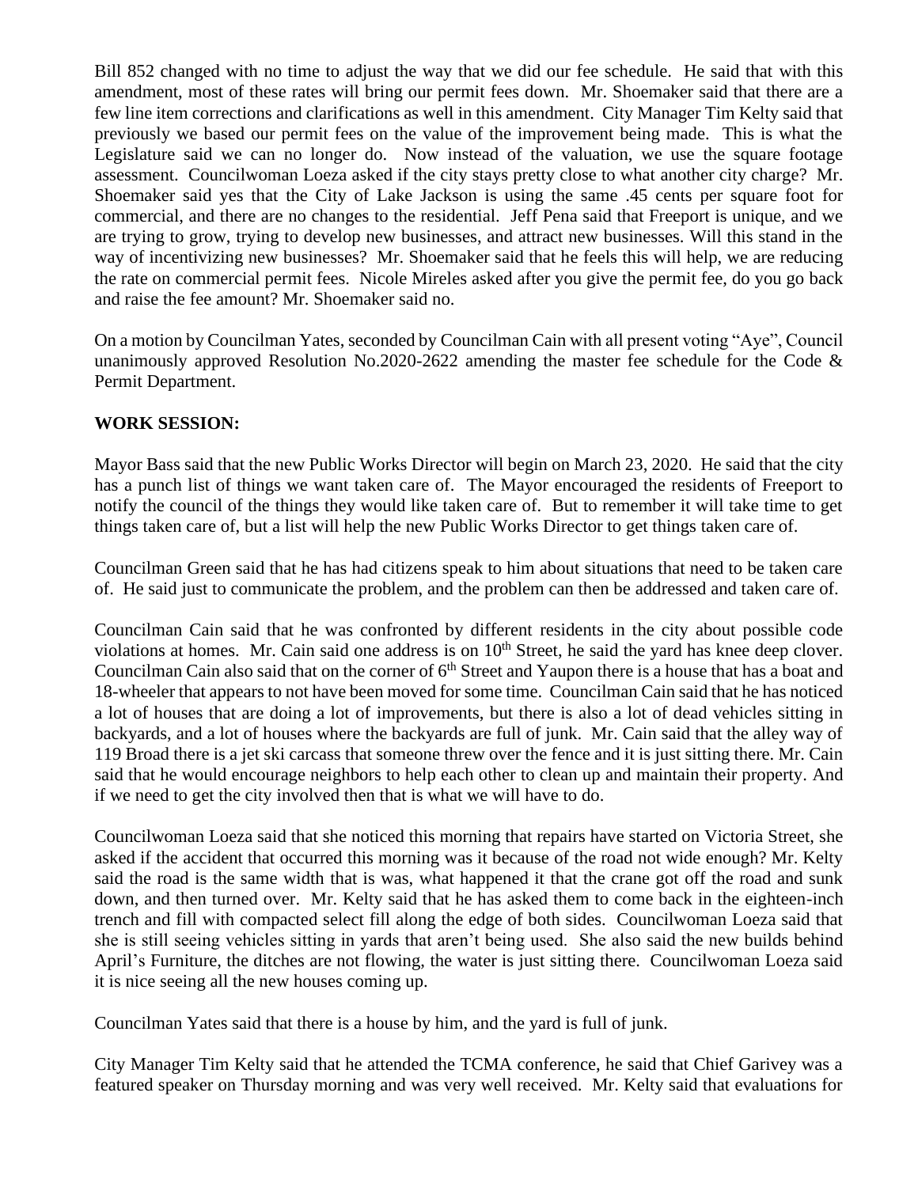Bill 852 changed with no time to adjust the way that we did our fee schedule. He said that with this amendment, most of these rates will bring our permit fees down. Mr. Shoemaker said that there are a few line item corrections and clarifications as well in this amendment. City Manager Tim Kelty said that previously we based our permit fees on the value of the improvement being made. This is what the Legislature said we can no longer do. Now instead of the valuation, we use the square footage assessment. Councilwoman Loeza asked if the city stays pretty close to what another city charge? Mr. Shoemaker said yes that the City of Lake Jackson is using the same .45 cents per square foot for commercial, and there are no changes to the residential. Jeff Pena said that Freeport is unique, and we are trying to grow, trying to develop new businesses, and attract new businesses. Will this stand in the way of incentivizing new businesses? Mr. Shoemaker said that he feels this will help, we are reducing the rate on commercial permit fees. Nicole Mireles asked after you give the permit fee, do you go back and raise the fee amount? Mr. Shoemaker said no.

On a motion by Councilman Yates, seconded by Councilman Cain with all present voting "Aye", Council unanimously approved Resolution No.2020-2622 amending the master fee schedule for the Code & Permit Department.

**WORK SESSION:**

Mayor Bass said that the new Public Works Director will begin on March 23, 2020. He said that the city has a punch list of things we want taken care of. The Mayor encouraged the residents of Freeport to notify the council of the things they would like taken care of. But to remember it will take time to get things taken care of, but a list will help the new Public Works Director to get things taken care of.

Councilman Green said that he has had citizens speak to him about situations that need to be taken care of. He said just to communicate the problem, and the problem can then be addressed and taken care of.

Councilman Cain said that he was confronted by different residents in the city about possible code violations at homes. Mr. Cain said one address is on 10th Street, he said the yard has knee deep clover. Councilman Cain also said that on the corner of 6th Street and Yaupon there is a house that has a boat and 18-wheeler that appears to not have been moved for some time. Councilman Cain said that he has noticed a lot of houses that are doing a lot of improvements, but there is also a lot of dead vehicles sitting in backyards, and a lot of houses where the backyards are full of junk. Mr. Cain said that the alley way of 119 Broad there is a jet ski carcass that someone threw over the fence and it is just sitting there. Mr. Cain said that he would encourage neighbors to help each other to clean up and maintain their property. And if we need to get the city involved then that is what we will have to do.

Councilwoman Loeza said that she noticed this morning that repairs have started on Victoria Street, she asked if the accident that occurred this morning was it because of the road not wide enough? Mr. Kelty said the road is the same width that is was, what happened it that the crane got off the road and sunk down, and then turned over. Mr. Kelty said that he has asked them to come back in the eighteen-inch trench and fill with compacted select fill along the edge of both sides. Councilwoman Loeza said that she is still seeing vehicles sitting in yards that aren't being used. She also said the new builds behind April's Furniture, the ditches are not flowing, the water is just sitting there. Councilwoman Loeza said it is nice seeing all the new houses coming up.

Councilman Yates said that there is a house by him, and the yard is full of junk.

City Manager Tim Kelty said that he attended the TCMA conference, he said that Chief Garivey was a featured speaker on Thursday morning and was very well received. Mr. Kelty said that evaluations for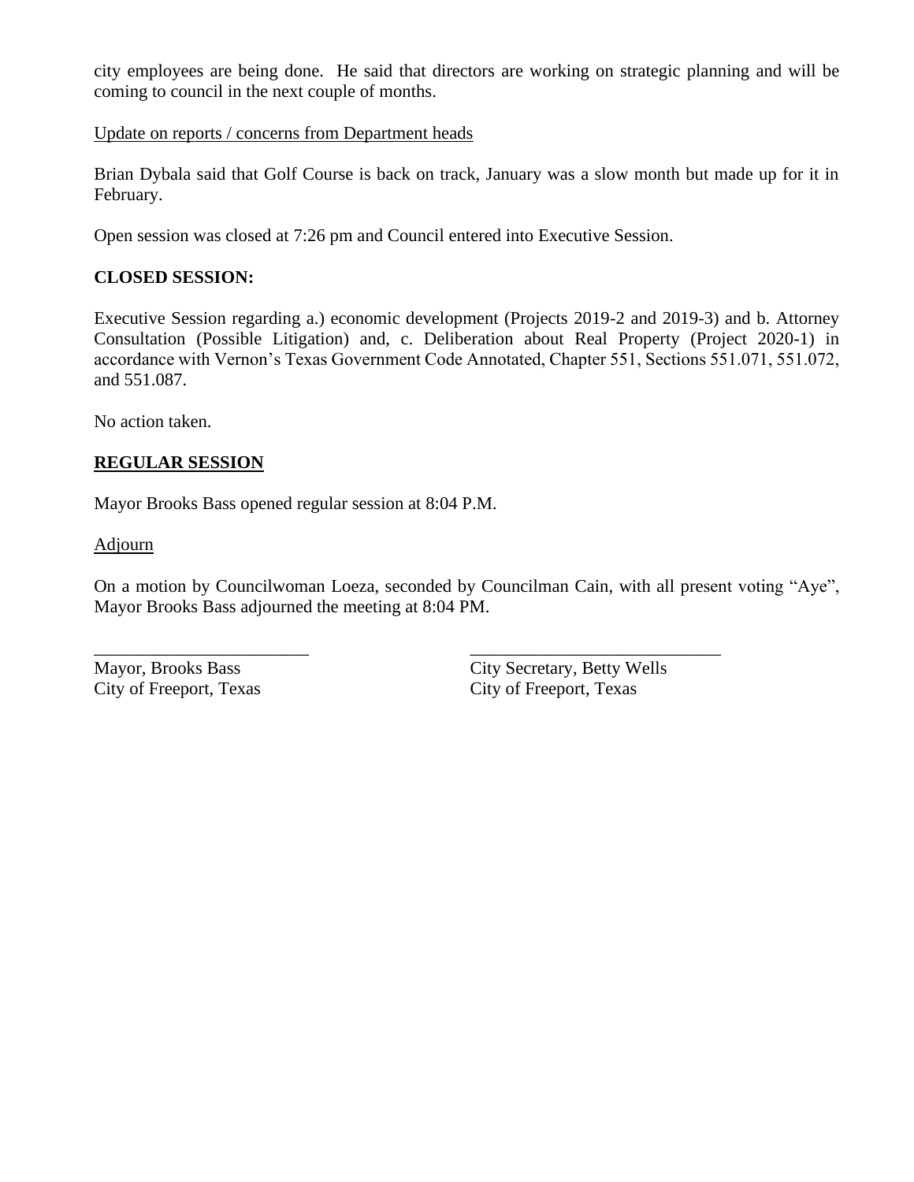city employees are being done. He said that directors are working on strategic planning and will be coming to council in the next couple of months.

Update on reports / concerns from Department heads

Brian Dybala said that Golf Course is back on track, January was a slow month but made up for it in February.

Open session was closed at 7:26 pm and Council entered into Executive Session.

**CLOSED SESSION:**

Executive Session regarding a.) economic development (Projects 2019-2 and 2019-3) and b. Attorney Consultation (Possible Litigation) and, c. Deliberation about Real Property (Project 2020-1) in accordance with Vernon's Texas Government Code Annotated, Chapter 551, Sections 551.071, 551.072, and 551.087.

No action taken.

**REGULAR SESSION**

Mayor Brooks Bass opened regular session at 8:04 P.M.

Adjourn

On a motion by Councilwoman Loeza, seconded by Councilman Cain, with all present voting "Aye", Mayor Brooks Bass adjourned the meeting at 8:04 PM.

________________________
Mayor, Brooks Bass
City of Freeport, Texas

____________________________
City Secretary, Betty Wells
City of Freeport, Texas